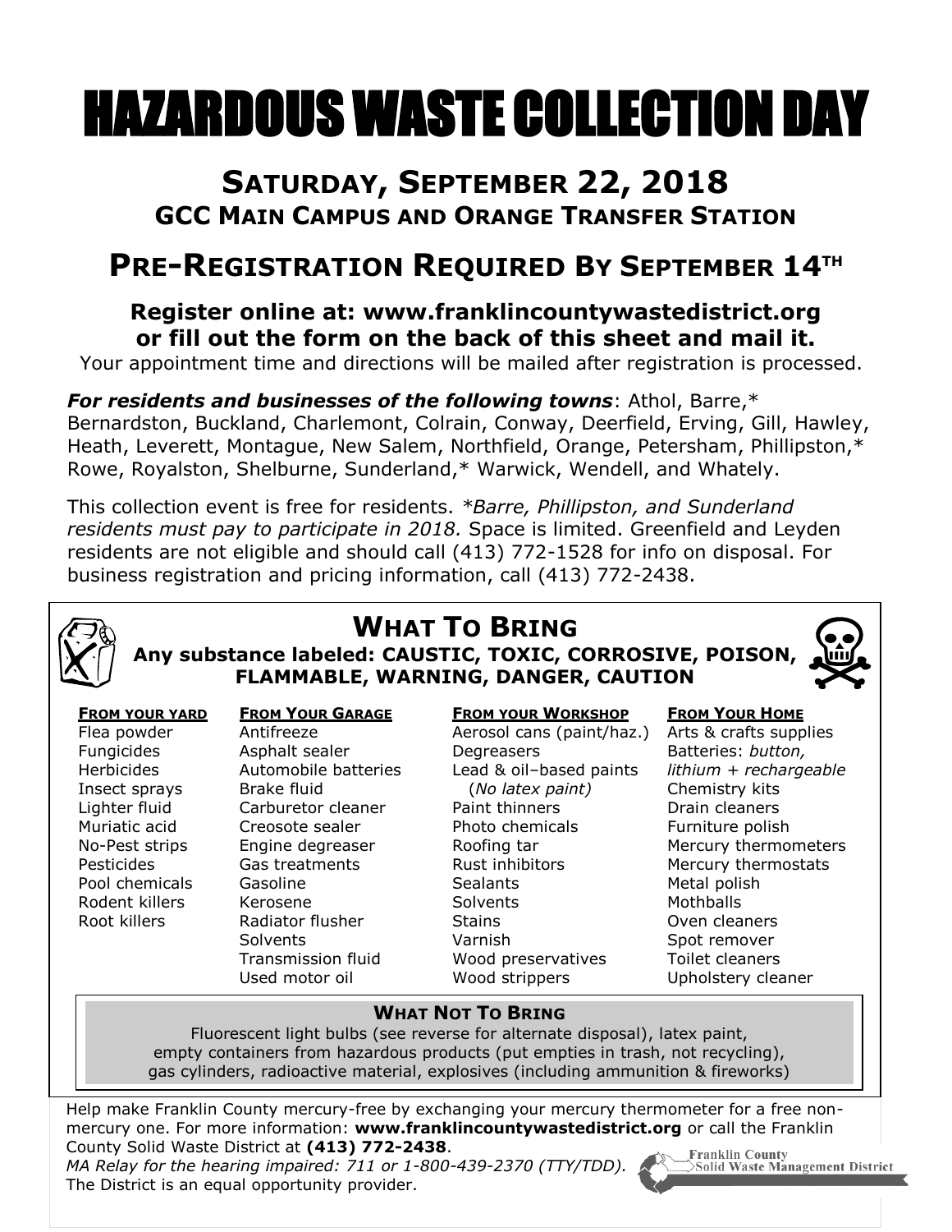# HAZARDOUS WASTE COLLECTION DAY

## SATURDAY, SEPTEMBER 22, 2018

### GCC MAIN CAMPUS AND ORANGE TRANSFER STATION

## PRE-REGISTRATION REQUIRED BY SEPTEMBER 14TH

**Register online at: www.franklincountywastedistrict.org**
**or fill out the form on the back of this sheet and mail it.**

Your appointment time and directions will be mailed after registration is processed.

***For residents and businesses of the following towns***: Athol, Barre,* Bernardston, Buckland, Charlemont, Colrain, Conway, Deerfield, Erving, Gill, Hawley, Heath, Leverett, Montague, New Salem, Northfield, Orange, Petersham, Phillipston,* Rowe, Royalston, Shelburne, Sunderland,* Warwick, Wendell, and Whately.

This collection event is free for residents. **Barre, Phillipston, and Sunderland residents must pay to participate in 2018.* Space is limited. Greenfield and Leyden residents are not eligible and should call (413) 772-1528 for info on disposal. For business registration and pricing information, call (413) 772-2438.

## WHAT TO BRING

**Any substance labeled: CAUSTIC, TOXIC, CORROSIVE, POISON, FLAMMABLE, WARNING, DANGER, CAUTION**

| FROM YOUR YARD | FROM YOUR GARAGE | FROM YOUR WORKSHOP | FROM YOUR HOME |
|---|---|---|---|
| Flea powder | Antifreeze | Aerosol cans (paint/haz.) | Arts & crafts supplies |
| Fungicides | Asphalt sealer | Degreasers | Batteries: *button, lithium + rechargeable* |
| Herbicides | Automobile batteries | Lead & oil–based paints (*No latex paint)* | Chemistry kits |
| Insect sprays | Brake fluid | Paint thinners | Drain cleaners |
| Lighter fluid | Carburetor cleaner | Photo chemicals | Furniture polish |
| Muriatic acid | Creosote sealer | Roofing tar | Mercury thermometers |
| No-Pest strips | Engine degreaser | Rust inhibitors | Mercury thermostats |
| Pesticides | Gas treatments | Sealants | Metal polish |
| Pool chemicals | Gasoline | Solvents | Mothballs |
| Rodent killers | Kerosene | Stains | Oven cleaners |
| Root killers | Radiator flusher | Varnish | Spot remover |
| | Solvents | Wood preservatives | Toilet cleaners |
| | Transmission fluid | Wood strippers | Upholstery cleaner |
| | Used motor oil | | |

### WHAT NOT TO BRING

Fluorescent light bulbs (see reverse for alternate disposal), latex paint, empty containers from hazardous products (put empties in trash, not recycling), gas cylinders, radioactive material, explosives (including ammunition & fireworks)

Help make Franklin County mercury-free by exchanging your mercury thermometer for a free non-mercury one. For more information: **www.franklincountywastedistrict.org** or call the Franklin County Solid Waste District at **(413) 772-2438**.

*MA Relay for the hearing impaired: 711 or 1-800-439-2370 (TTY/TDD).*

The District is an equal opportunity provider.

Franklin County Solid Waste Management District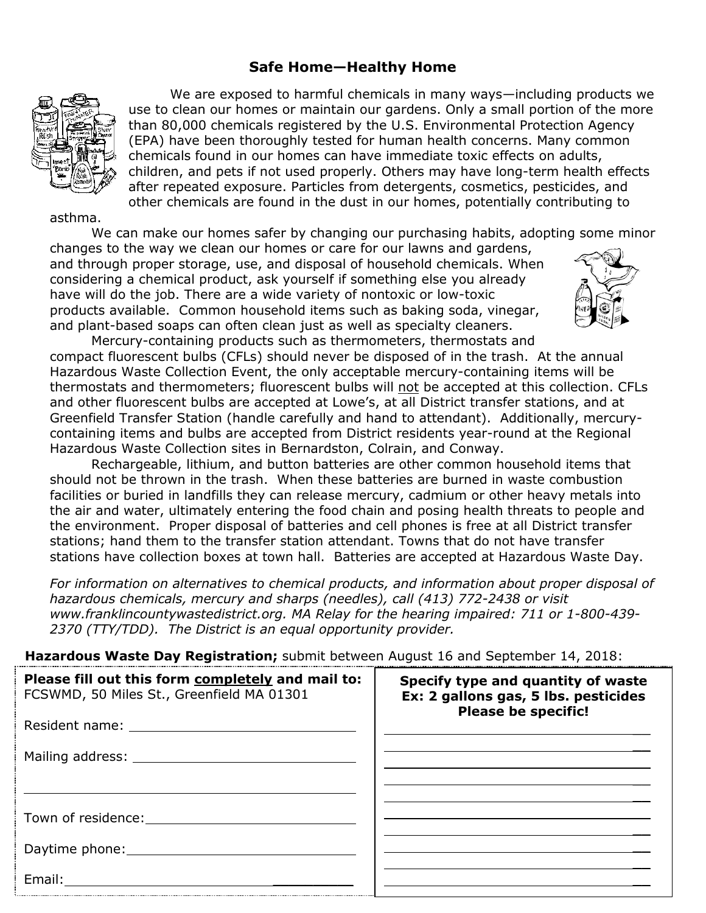# Safe Home—Healthy Home

We are exposed to harmful chemicals in many ways—including products we use to clean our homes or maintain our gardens. Only a small portion of the more than 80,000 chemicals registered by the U.S. Environmental Protection Agency (EPA) have been thoroughly tested for human health concerns. Many common chemicals found in our homes can have immediate toxic effects on adults, children, and pets if not used properly. Others may have long-term health effects after repeated exposure. Particles from detergents, cosmetics, pesticides, and other chemicals are found in the dust in our homes, potentially contributing to asthma.

We can make our homes safer by changing our purchasing habits, adopting some minor changes to the way we clean our homes or care for our lawns and gardens, and through proper storage, use, and disposal of household chemicals. When considering a chemical product, ask yourself if something else you already have will do the job. There are a wide variety of nontoxic or low-toxic products available. Common household items such as baking soda, vinegar, and plant-based soaps can often clean just as well as specialty cleaners.

Mercury-containing products such as thermometers, thermostats and compact fluorescent bulbs (CFLs) should never be disposed of in the trash. At the annual Hazardous Waste Collection Event, the only acceptable mercury-containing items will be thermostats and thermometers; fluorescent bulbs will not be accepted at this collection. CFLs and other fluorescent bulbs are accepted at Lowe's, at all District transfer stations, and at Greenfield Transfer Station (handle carefully and hand to attendant). Additionally, mercury-containing items and bulbs are accepted from District residents year-round at the Regional Hazardous Waste Collection sites in Bernardston, Colrain, and Conway.

Rechargeable, lithium, and button batteries are other common household items that should not be thrown in the trash. When these batteries are burned in waste combustion facilities or buried in landfills they can release mercury, cadmium or other heavy metals into the air and water, ultimately entering the food chain and posing health threats to people and the environment. Proper disposal of batteries and cell phones is free at all District transfer stations; hand them to the transfer station attendant. Towns that do not have transfer stations have collection boxes at town hall. Batteries are accepted at Hazardous Waste Day.

*For information on alternatives to chemical products, and information about proper disposal of hazardous chemicals, mercury and sharps (needles), call (413) 772-2438 or visit www.franklincountywastedistrict.org. MA Relay for the hearing impaired: 711 or 1-800-439-2370 (TTY/TDD). The District is an equal opportunity provider.*

**Hazardous Waste Day Registration;** submit between August 16 and September 14, 2018:

| **Please fill out this form completely and mail to:** FCSWMD, 50 Miles St., Greenfield MA 01301 | **Specify type and quantity of waste Ex: 2 gallons gas, 5 lbs. pesticides Please be specific!** |
|---|---|
| Resident name: ______________________ | ______________________ |
| Mailing address: ______________________ | ______________________ |
| ______________________ | ______________________ |
| Town of residence: ______________________ | ______________________ |
| Daytime phone: ______________________ | ______________________ |
| Email: ______________________ | ______________________ |